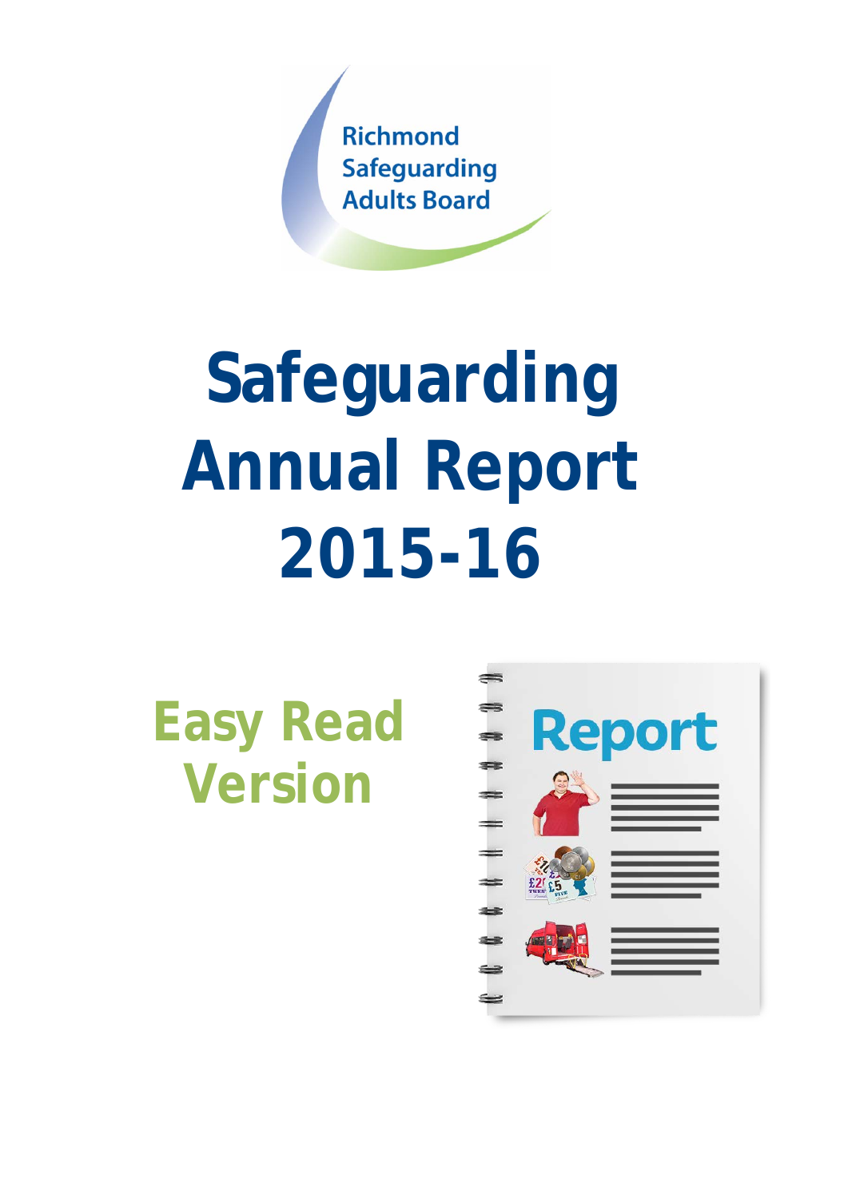Richmond Safeguarding Adults Board

# Safeguarding Annual Report 2015-16

## Easy Read Version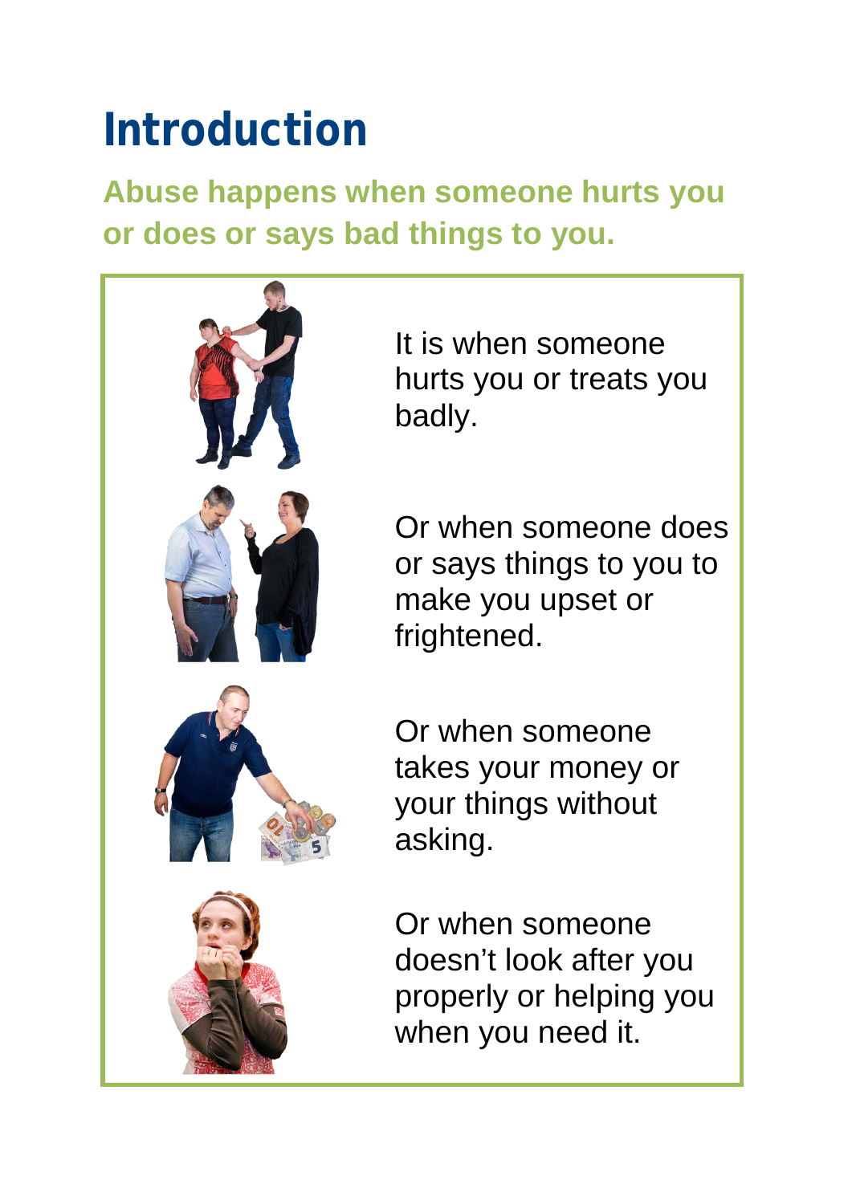# Introduction

**Abuse happens when someone hurts you or does or says bad things to you.**

It is when someone hurts you or treats you badly.

Or when someone does or says things to you to make you upset or frightened.

Or when someone takes your money or your things without asking.

Or when someone doesn't look after you properly or helping you when you need it.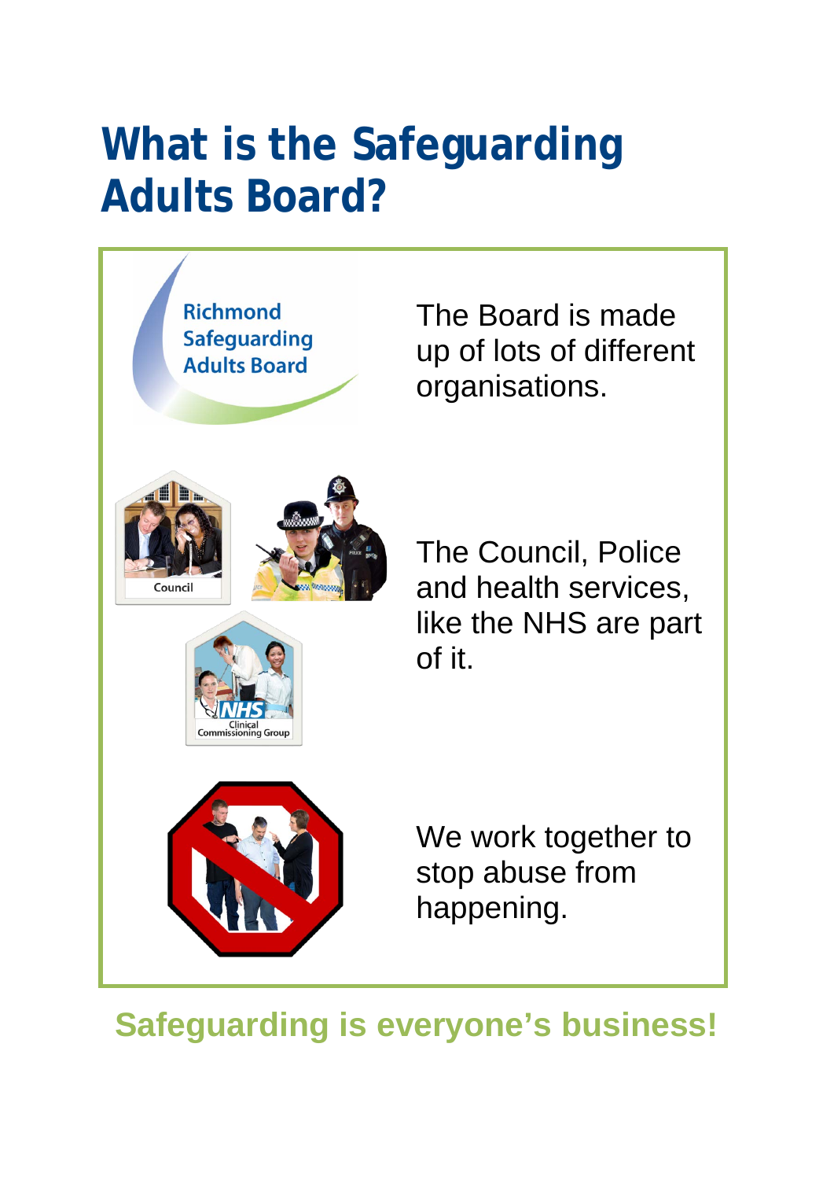# What is the Safeguarding Adults Board?

The Board is made up of lots of different organisations.

The Council, Police and health services, like the NHS are part of it.

We work together to stop abuse from happening.

**Safeguarding is everyone's business!**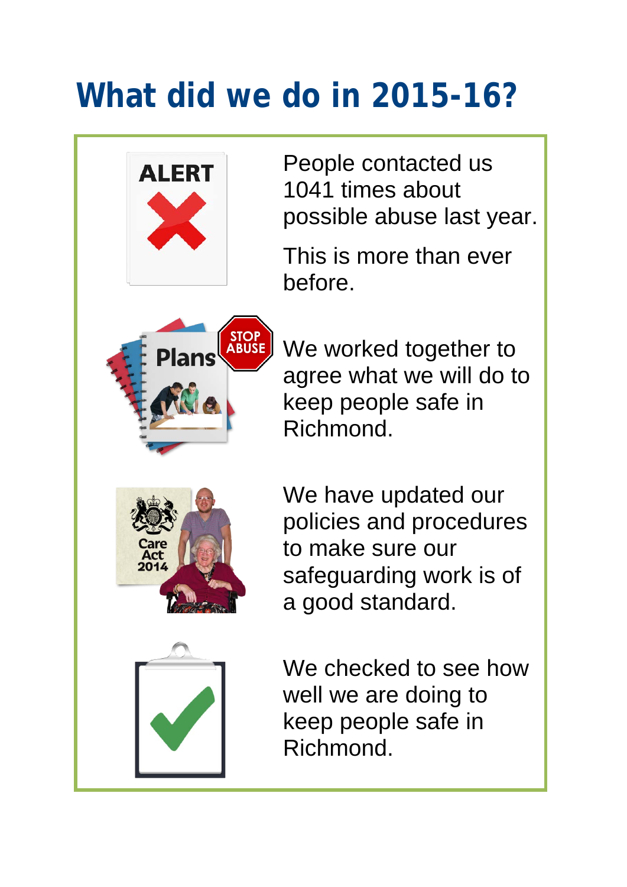# What did we do in 2015-16?

People contacted us 1041 times about possible abuse last year.

This is more than ever before.

We worked together to agree what we will do to keep people safe in Richmond.

We have updated our policies and procedures to make sure our safeguarding work is of a good standard.

We checked to see how well we are doing to keep people safe in Richmond.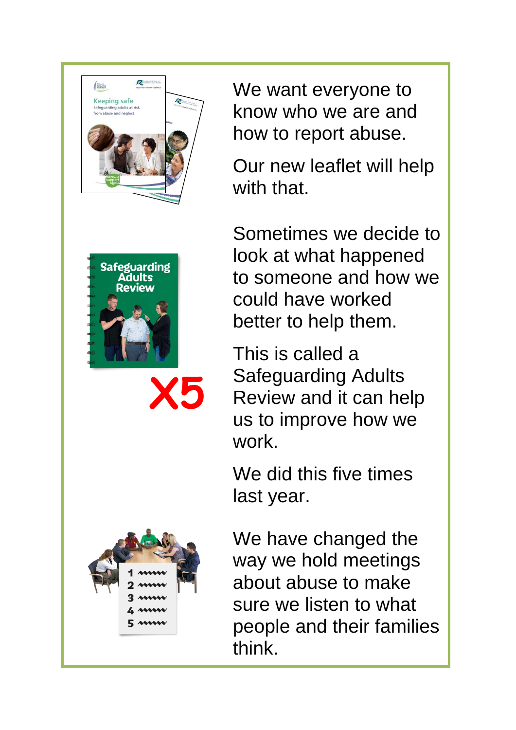We want everyone to know who we are and how to report abuse.

Our new leaflet will help with that.

Sometimes we decide to look at what happened to someone and how we could have worked better to help them.

This is called a Safeguarding Adults Review and it can help us to improve how we work.

We did this five times last year.

We have changed the way we hold meetings about abuse to make sure we listen to what people and their families think.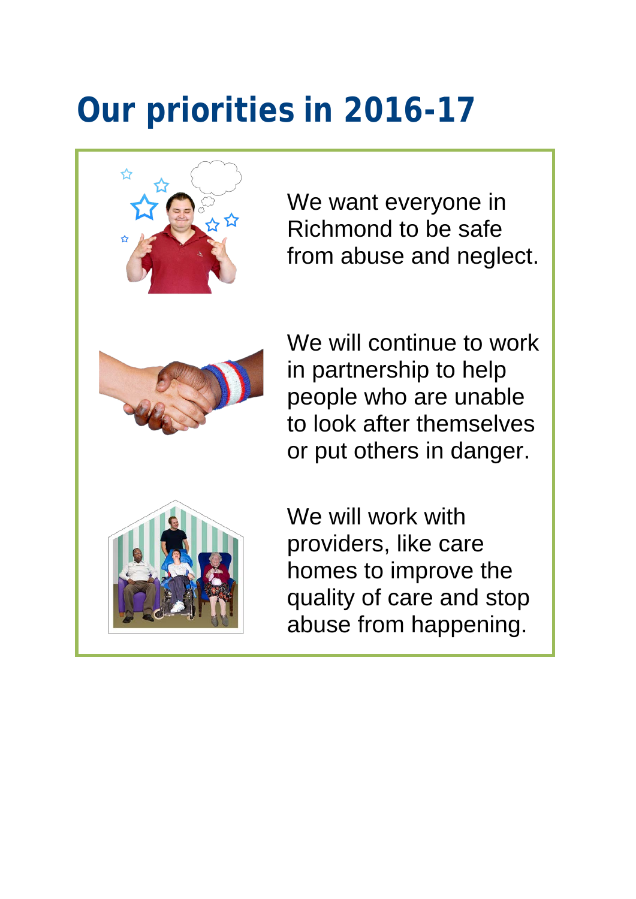# Our priorities in 2016-17

We want everyone in Richmond to be safe from abuse and neglect.

We will continue to work in partnership to help people who are unable to look after themselves or put others in danger.

We will work with providers, like care homes to improve the quality of care and stop abuse from happening.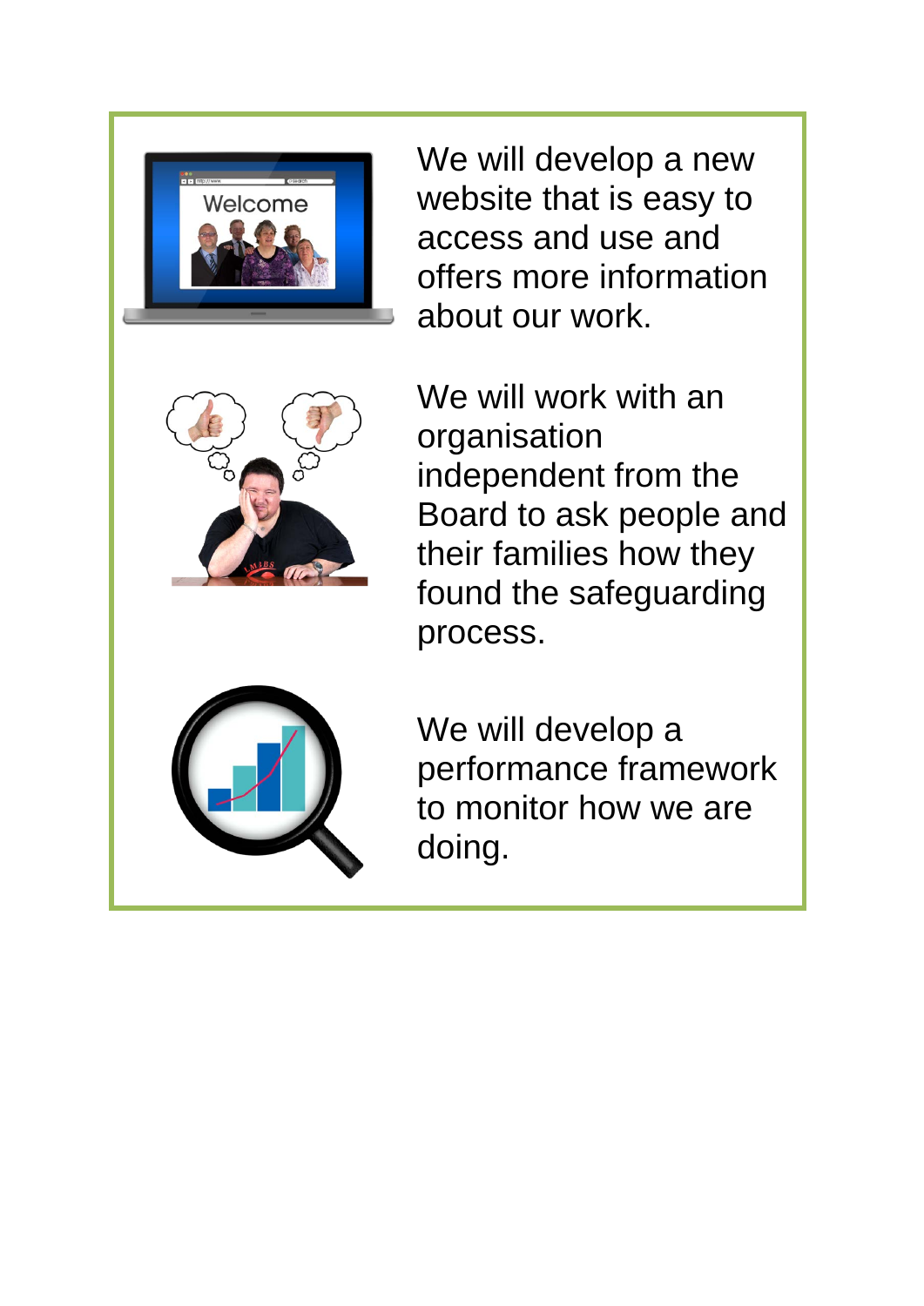We will develop a new website that is easy to access and use and offers more information about our work.

We will work with an organisation independent from the Board to ask people and their families how they found the safeguarding process.

We will develop a performance framework to monitor how we are doing.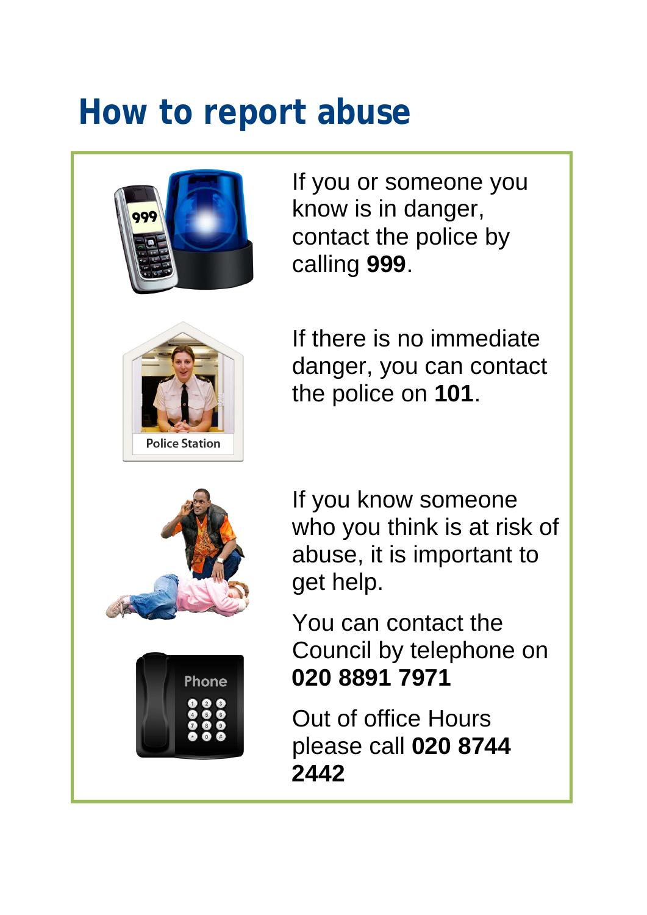# How to report abuse

If you or someone you know is in danger, contact the police by calling **999**.

If there is no immediate danger, you can contact the police on **101**.

If you know someone who you think is at risk of abuse, it is important to get help.

You can contact the Council by telephone on **020 8891 7971**

Out of office Hours please call **020 8744 2442**